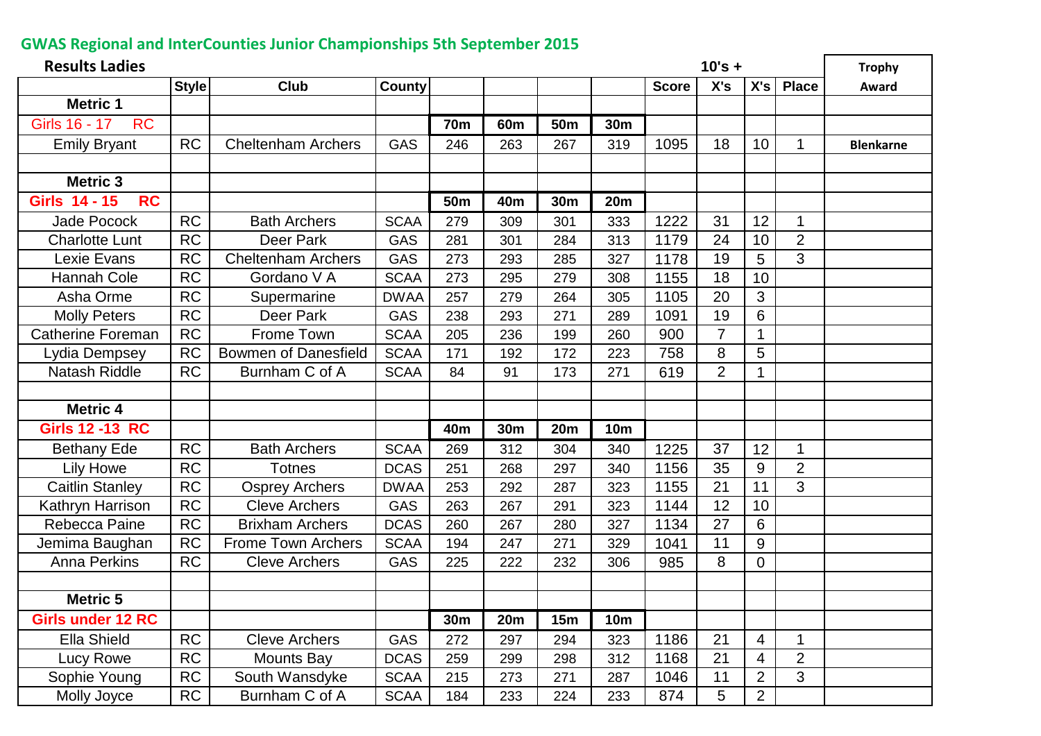## GWAS Regional and InterCounties Junior Championships 5th September 2015

**Results Ladies**

| | Style | Club | County | | | | | Score | 10's + X's | X's | Place | Trophy Award |
|---|---|---|---|---|---|---|---|---|---|---|---|---|
| **Metric 1** | | | | | | | | | | | | |
| Girls 16 - 17 RC | | | | **70m** | **60m** | **50m** | **30m** | | | | | |
| Emily Bryant | RC | Cheltenham Archers | GAS | 246 | 263 | 267 | 319 | 1095 | 18 | 10 | 1 | **Blenkarne** |
| | | | | | | | | | | | | |
| **Metric 3** | | | | | | | | | | | | |
| **Girls 14 - 15 RC** | | | | **50m** | **40m** | **30m** | **20m** | | | | | |
| Jade Pocock | RC | Bath Archers | SCAA | 279 | 309 | 301 | 333 | 1222 | 31 | 12 | 1 | |
| Charlotte Lunt | RC | Deer Park | GAS | 281 | 301 | 284 | 313 | 1179 | 24 | 10 | 2 | |
| Lexie Evans | RC | Cheltenham Archers | GAS | 273 | 293 | 285 | 327 | 1178 | 19 | 5 | 3 | |
| Hannah Cole | RC | Gordano V A | SCAA | 273 | 295 | 279 | 308 | 1155 | 18 | 10 | | |
| Asha Orme | RC | Supermarine | DWAA | 257 | 279 | 264 | 305 | 1105 | 20 | 3 | | |
| Molly Peters | RC | Deer Park | GAS | 238 | 293 | 271 | 289 | 1091 | 19 | 6 | | |
| Catherine Foreman | RC | Frome Town | SCAA | 205 | 236 | 199 | 260 | 900 | 7 | 1 | | |
| Lydia Dempsey | RC | Bowmen of Danesfield | SCAA | 171 | 192 | 172 | 223 | 758 | 8 | 5 | | |
| Natash Riddle | RC | Burnham C of A | SCAA | 84 | 91 | 173 | 271 | 619 | 2 | 1 | | |
| | | | | | | | | | | | | |
| **Metric 4** | | | | | | | | | | | | |
| **Girls 12 -13 RC** | | | | **40m** | **30m** | **20m** | **10m** | | | | | |
| Bethany Ede | RC | Bath Archers | SCAA | 269 | 312 | 304 | 340 | 1225 | 37 | 12 | 1 | |
| Lily Howe | RC | Totnes | DCAS | 251 | 268 | 297 | 340 | 1156 | 35 | 9 | 2 | |
| Caitlin Stanley | RC | Osprey Archers | DWAA | 253 | 292 | 287 | 323 | 1155 | 21 | 11 | 3 | |
| Kathryn Harrison | RC | Cleve Archers | GAS | 263 | 267 | 291 | 323 | 1144 | 12 | 10 | | |
| Rebecca Paine | RC | Brixham Archers | DCAS | 260 | 267 | 280 | 327 | 1134 | 27 | 6 | | |
| Jemima Baughan | RC | Frome Town Archers | SCAA | 194 | 247 | 271 | 329 | 1041 | 11 | 9 | | |
| Anna Perkins | RC | Cleve Archers | GAS | 225 | 222 | 232 | 306 | 985 | 8 | 0 | | |
| | | | | | | | | | | | | |
| **Metric 5** | | | | | | | | | | | | |
| **Girls under 12 RC** | | | | **30m** | **20m** | **15m** | **10m** | | | | | |
| Ella Shield | RC | Cleve Archers | GAS | 272 | 297 | 294 | 323 | 1186 | 21 | 4 | 1 | |
| Lucy Rowe | RC | Mounts Bay | DCAS | 259 | 299 | 298 | 312 | 1168 | 21 | 4 | 2 | |
| Sophie Young | RC | South Wansdyke | SCAA | 215 | 273 | 271 | 287 | 1046 | 11 | 2 | 3 | |
| Molly Joyce | RC | Burnham C of A | SCAA | 184 | 233 | 224 | 233 | 874 | 5 | 2 | | |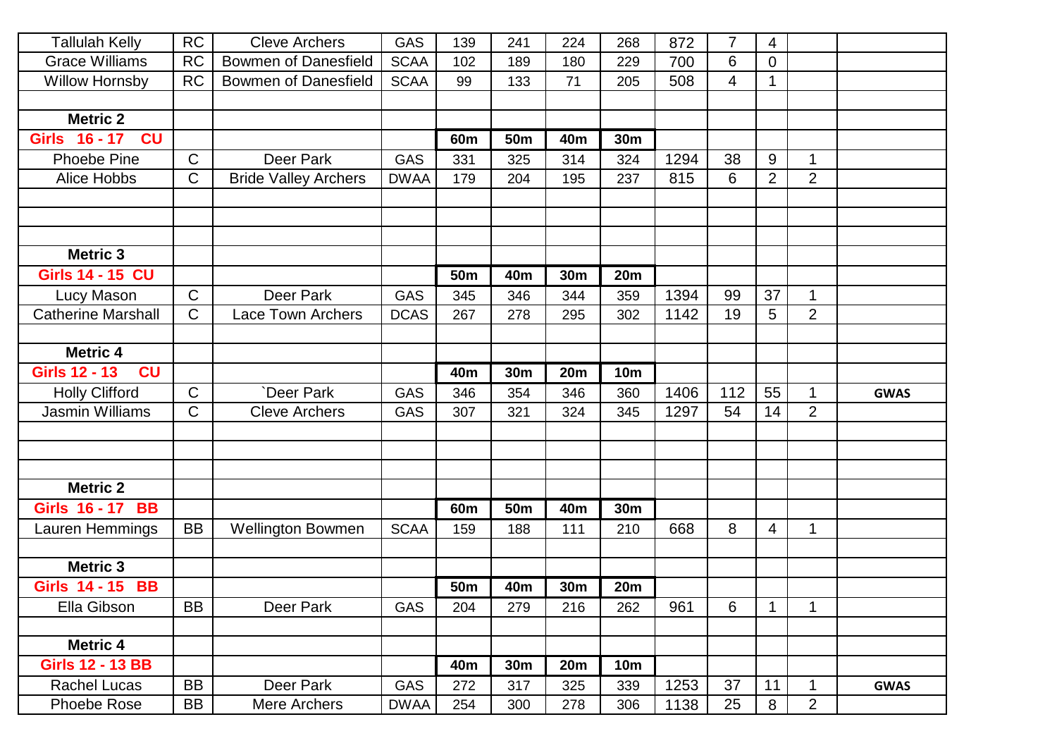| | | | | | | | | | | | | |
|---|---|---|---|---|---|---|---|---|---|---|---|---|
| Tallulah Kelly | RC | Cleve Archers | GAS | 139 | 241 | 224 | 268 | 872 | 7 | 4 | | |
| Grace Williams | RC | Bowmen of Danesfield | SCAA | 102 | 189 | 180 | 229 | 700 | 6 | 0 | | |
| Willow Hornsby | RC | Bowmen of Danesfield | SCAA | 99 | 133 | 71 | 205 | 508 | 4 | 1 | | |
| | | | | | | | | | | | | |
| **Metric 2** | | | | | | | | | | | | |
| **Girls 16 - 17 CU** | | | | **60m** | **50m** | **40m** | **30m** | | | | | |
| Phoebe Pine | C | Deer Park | GAS | 331 | 325 | 314 | 324 | 1294 | 38 | 9 | 1 | |
| Alice Hobbs | C | Bride Valley Archers | DWAA | 179 | 204 | 195 | 237 | 815 | 6 | 2 | 2 | |
| | | | | | | | | | | | | |
| | | | | | | | | | | | | |
| | | | | | | | | | | | | |
| **Metric 3** | | | | | | | | | | | | |
| **Girls 14 - 15 CU** | | | | **50m** | **40m** | **30m** | **20m** | | | | | |
| Lucy Mason | C | Deer Park | GAS | 345 | 346 | 344 | 359 | 1394 | 99 | 37 | 1 | |
| Catherine Marshall | C | Lace Town Archers | DCAS | 267 | 278 | 295 | 302 | 1142 | 19 | 5 | 2 | |
| | | | | | | | | | | | | |
| **Metric 4** | | | | | | | | | | | | |
| **Girls 12 - 13 CU** | | | | **40m** | **30m** | **20m** | **10m** | | | | | |
| Holly Clifford | C | `Deer Park | GAS | 346 | 354 | 346 | 360 | 1406 | 112 | 55 | 1 | **GWAS** |
| Jasmin Williams | C | Cleve Archers | GAS | 307 | 321 | 324 | 345 | 1297 | 54 | 14 | 2 | |
| | | | | | | | | | | | | |
| | | | | | | | | | | | | |
| | | | | | | | | | | | | |
| **Metric 2** | | | | | | | | | | | | |
| **Girls 16 - 17 BB** | | | | **60m** | **50m** | **40m** | **30m** | | | | | |
| Lauren Hemmings | BB | Wellington Bowmen | SCAA | 159 | 188 | 111 | 210 | 668 | 8 | 4 | 1 | |
| | | | | | | | | | | | | |
| **Metric 3** | | | | | | | | | | | | |
| **Girls 14 - 15 BB** | | | | **50m** | **40m** | **30m** | **20m** | | | | | |
| Ella Gibson | BB | Deer Park | GAS | 204 | 279 | 216 | 262 | 961 | 6 | 1 | 1 | |
| | | | | | | | | | | | | |
| **Metric 4** | | | | | | | | | | | | |
| **Girls 12 - 13 BB** | | | | **40m** | **30m** | **20m** | **10m** | | | | | |
| Rachel Lucas | BB | Deer Park | GAS | 272 | 317 | 325 | 339 | 1253 | 37 | 11 | 1 | **GWAS** |
| Phoebe Rose | BB | Mere Archers | DWAA | 254 | 300 | 278 | 306 | 1138 | 25 | 8 | 2 | |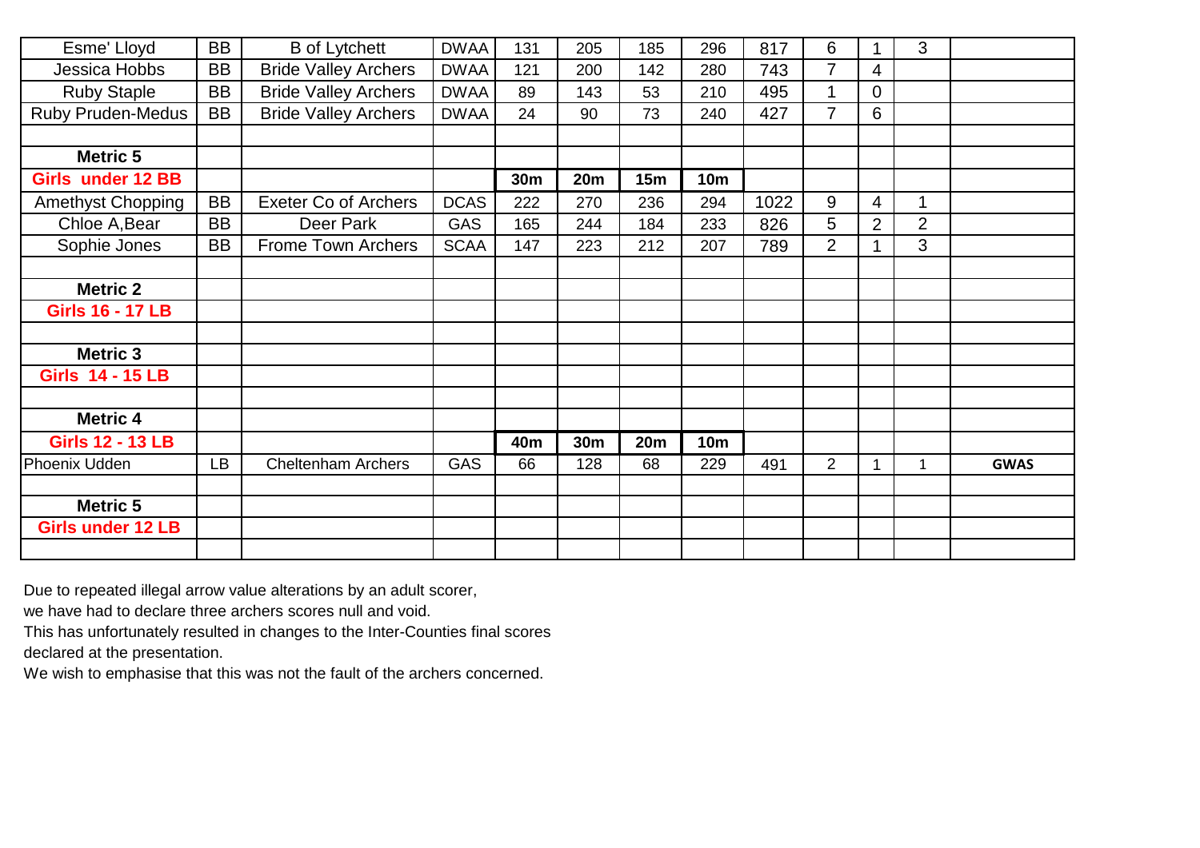| | | | | | | | | | | | | |
|---|---|---|---|---|---|---|---|---|---|---|---|---|
| Esme' Lloyd | BB | B of Lytchett | DWAA | 131 | 205 | 185 | 296 | 817 | 6 | 1 | 3 | |
| Jessica Hobbs | BB | Bride Valley Archers | DWAA | 121 | 200 | 142 | 280 | 743 | 7 | 4 | | |
| Ruby Staple | BB | Bride Valley Archers | DWAA | 89 | 143 | 53 | 210 | 495 | 1 | 0 | | |
| Ruby Pruden-Medus | BB | Bride Valley Archers | DWAA | 24 | 90 | 73 | 240 | 427 | 7 | 6 | | |
| | | | | | | | | | | | | |
| **Metric 5** | | | | | | | | | | | | |
| **Girls under 12 BB** | | | | **30m** | **20m** | **15m** | **10m** | | | | | |
| Amethyst Chopping | BB | Exeter Co of Archers | DCAS | 222 | 270 | 236 | 294 | 1022 | 9 | 4 | 1 | |
| Chloe A,Bear | BB | Deer Park | GAS | 165 | 244 | 184 | 233 | 826 | 5 | 2 | 2 | |
| Sophie Jones | BB | Frome Town Archers | SCAA | 147 | 223 | 212 | 207 | 789 | 2 | 1 | 3 | |
| | | | | | | | | | | | | |
| **Metric 2** | | | | | | | | | | | | |
| **Girls 16 - 17 LB** | | | | | | | | | | | | |
| | | | | | | | | | | | | |
| **Metric 3** | | | | | | | | | | | | |
| **Girls 14 - 15 LB** | | | | | | | | | | | | |
| | | | | | | | | | | | | |
| **Metric 4** | | | | | | | | | | | | |
| **Girls 12 - 13 LB** | | | | **40m** | **30m** | **20m** | **10m** | | | | | |
| Phoenix Udden | LB | Cheltenham Archers | GAS | 66 | 128 | 68 | 229 | 491 | 2 | 1 | 1 | **GWAS** |
| | | | | | | | | | | | | |
| **Metric 5** | | | | | | | | | | | | |
| **Girls under 12 LB** | | | | | | | | | | | | |
| | | | | | | | | | | | | |

Due to repeated illegal arrow value alterations by an adult scorer,
we have had to declare three archers scores null and void.
This has unfortunately resulted in changes to the Inter-Counties final scores
declared at the presentation.
We wish to emphasise that this was not the fault of the archers concerned.